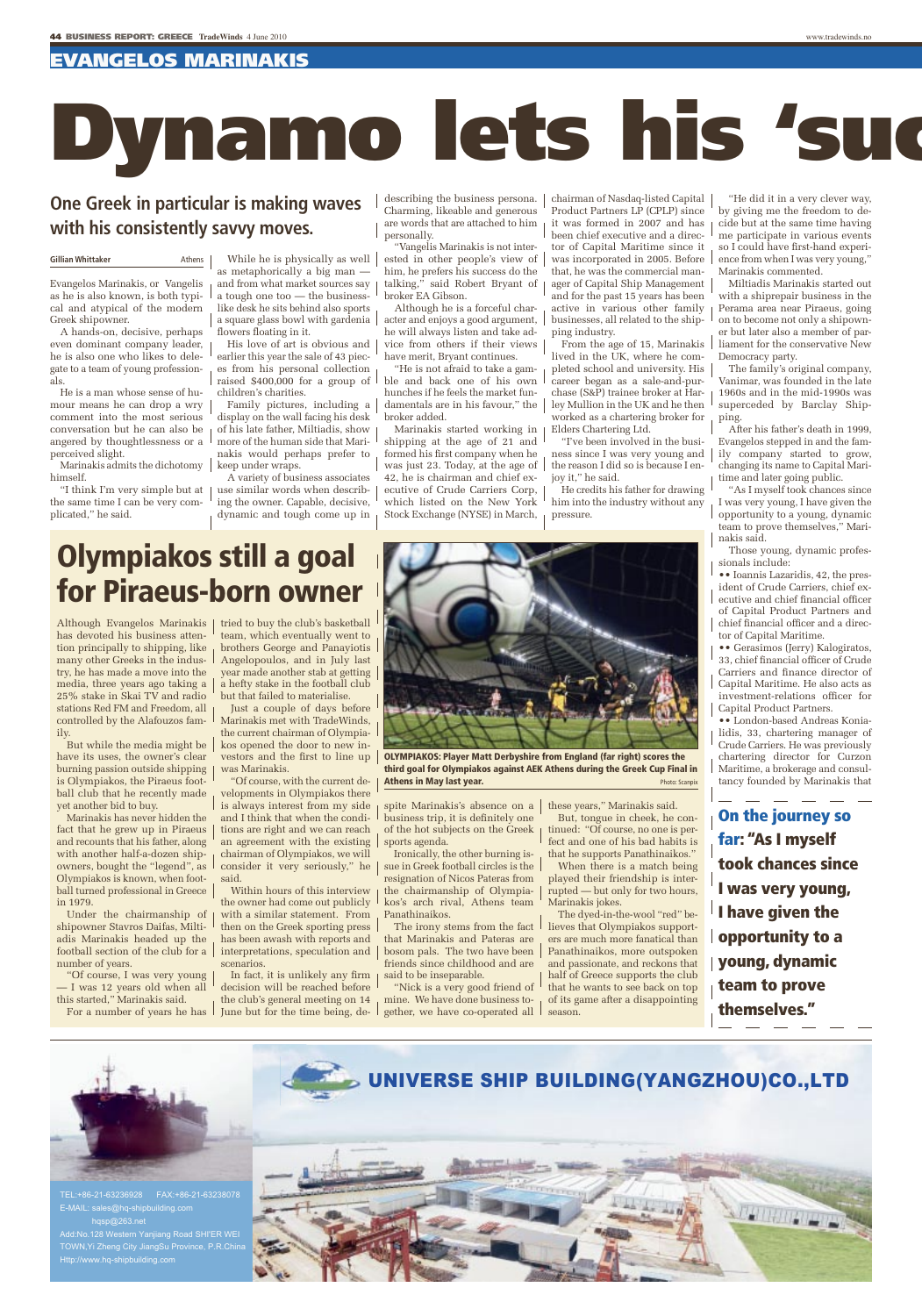## EVANGELOS MARINAKIS

# Dynamo lets his 'suc

## One Greek in particular is making waves with his consistently savvy moves.

**Gillian Whittaker** Athens

Evangelos Marinakis, or Vangelis as he is also known, is both typical and atypical of the modern Greek shipowner.

A hands-on, decisive, perhaps even dominant company leader, he is also one who likes to delegate to a team of young professionals.

He is a man whose sense of humour means he can drop a wry comment into the most serious conversation but he can also be angered by thoughtlessness or a perceived slight.

Marinakis admits the dichotomy himself.

"I think I'm very simple but at the same time I can be very complicated," he said.

While he is physically as well as metaphorically a big man — and from what market sources say a tough one too — the business-like desk he sits behind also sports a square glass bowl with gardenia flowers floating in it.

His love of art is obvious and earlier this year the sale of 43 pieces from his personal collection raised $400,000 for a group of children's charities.

Family pictures, including a display on the wall facing his desk of his late father, Miltiadis, show more of the human side that Marinakis would perhaps prefer to keep under wraps.

A variety of business associates use similar words when describing the owner. Capable, decisive, dynamic and tough come up in describing the business persona. Charming, likeable and generous are words that are attached to him personally.

"Vangelis Marinakis is not interested in other people's view of him, he prefers his success do the talking," said Robert Bryant of broker EA Gibson.

Although he is a forceful character and enjoys a good argument, he will always listen and take advice from others if their views have merit, Bryant continues.

"He is not afraid to take a gamble and back one of his own hunches if he feels the market fundamentals are in his favour," the broker added.

Marinakis started working in shipping at the age of 21 and formed his first company when he was just 23. Today, at the age of 42, he is chairman and chief executive of Crude Carriers Corp, which listed on the New York Stock Exchange (NYSE) in March, chairman of Nasdaq-listed Capital Product Partners LP (CPLP) since it was formed in 2007 and has been chief executive and a director of Capital Maritime since it was incorporated in 2005. Before that, he was the commercial manager of Capital Ship Management and for the past 15 years has been active in various other family businesses, all related to the shipping industry.

From the age of 15, Marinakis lived in the UK, where he completed school and university. His career began as a sale-and-purchase (S&P) trainee broker at Harley Mullion in the UK and he then worked as a chartering broker for Elders Chartering Ltd.

"I've been involved in the business since I was very young and the reason I did so is because I enjoy it," he said.

He credits his father for drawing him into the industry without any pressure.

"He did it in a very clever way, by giving me the freedom to decide but at the same time having me participate in various events so I could have first-hand experience from when I was very young," Marinakis commented.

Miltiadis Marinakis started out with a shiprepair business in the Perama area near Piraeus, going on to become not only a shipowner but later also a member of parliament for the conservative New Democracy party.

The family's original company, Vanimar, was founded in the late 1960s and in the mid-1990s was superceded by Barclay Shipping.

After his father's death in 1999, Evangelos stepped in and the family company started to grow, changing its name to Capital Maritime and later going public.

"As I myself took chances since I was very young, I have given the opportunity to a young, dynamic team to prove themselves," Marinakis said.

Those young, dynamic professionals include:

- Ioannis Lazaridis, 42, the president of Crude Carriers, chief executive and chief financial officer of Capital Product Partners and chief financial officer and a director of Capital Maritime.
- Gerasimos (Jerry) Kalogiratos, 33, chief financial officer of Crude Carriers and finance director of Capital Maritime. He also acts as investment-relations officer for Capital Product Partners.
- London-based Andreas Konialidis, 33, chartering manager of Crude Carriers. He was previously chartering director for Curzon Maritime, a brokerage and consultancy founded by Marinakis that

**On the journey so far: "As I myself took chances since I was very young, I have given the opportunity to a young, dynamic team to prove themselves."**

## Olympiakos still a goal for Piraeus-born owner

Although Evangelos Marinakis has devoted his business attention principally to shipping, like many other Greeks in the industry, he has made a move into the media, three years ago taking a 25% stake in Skai TV and radio stations Red FM and Freedom, all controlled by the Alafouzos family.

But while the media might be have its uses, the owner's clear burning passion outside shipping is Olympiakos, the Piraeus football club that he recently made yet another bid to buy.

Marinakis has never hidden the fact that he grew up in Piraeus and recounts that his father, along with another half-a-dozen shipowners, bought the "legend", as Olympiakos is known, when football turned professional in Greece in 1979.

Under the chairmanship of shipowner Stavros Daifas, Miltiadis Marinakis headed up the football section of the club for a number of years.

"Of course, I was very young — I was 12 years old when all this started," Marinakis said.

For a number of years he has tried to buy the club's basketball team, which eventually went to brothers George and Panayiotis Angelopoulos, and in July last year made another stab at getting a hefty stake in the football club but that failed to materialise.

Just a couple of days before Marinakis met with TradeWinds, the current chairman of Olympiakos opened the door to new investors and the first to line up was Marinakis.

"Of course, with the current developments in Olympiakos there is always interest from my side and I think that when the conditions are right and we can reach an agreement with the existing chairman of Olympiakos, we will consider it very seriously," he said.

Within hours of this interview the owner had come out publicly with a similar statement. From then on the Greek sporting press has been awash with reports and interpretations, speculation and scenarios.

In fact, it is unlikely any firm decision will be reached before the club's general meeting on 14 June but for the time being, despite Marinakis's absence on a business trip, it is definitely one of the hot subjects on the Greek sports agenda.

Ironically, the other burning issue in Greek football circles is the resignation of Nicos Pateras from the chairmanship of Olympiakos's arch rival, Athens team Panathinaikos.

The irony stems from the fact that Marinakis and Pateras are bosom pals. The two have been friends since childhood and are said to be inseparable.

"Nick is a very good friend of mine. We have done business together, we have co-operated all these years," Marinakis said.

But, tongue in cheek, he continued: "Of course, no one is perfect and one of his bad habits is that he supports Panathinaikos."

When there is a match being played their friendship is interrupted — but only for two hours, Marinakis jokes.

The dyed-in-the-wool "red" believes that Olympiakos supporters are much more fanatical than Panathinaikos, more outspoken and passionate, and reckons that half of Greece supports the club that he wants to see back on top of its game after a disappointing season.

**OLYMPIAKOS:** Player Matt Derbyshire from England (far right) scores the third goal for Olympiakos against AEK Athens during the Greek Cup Final in Athens in May last year. Photo: Scanpix

**UNIVERSE SHIP BUILDING(YANGZHOU)CO.,LTD**

TEL:+86-21-63236928 FAX:+86-21-63238078
E-MAIL: sales@hq-shipbuilding.com
hqsp@263.net
Add:No.128 Western Yanjiang Road SHI'ER WEI TOWN,Yi Zheng City JiangSu Province, P.R.China
Http://www.hq-shipbuilding.com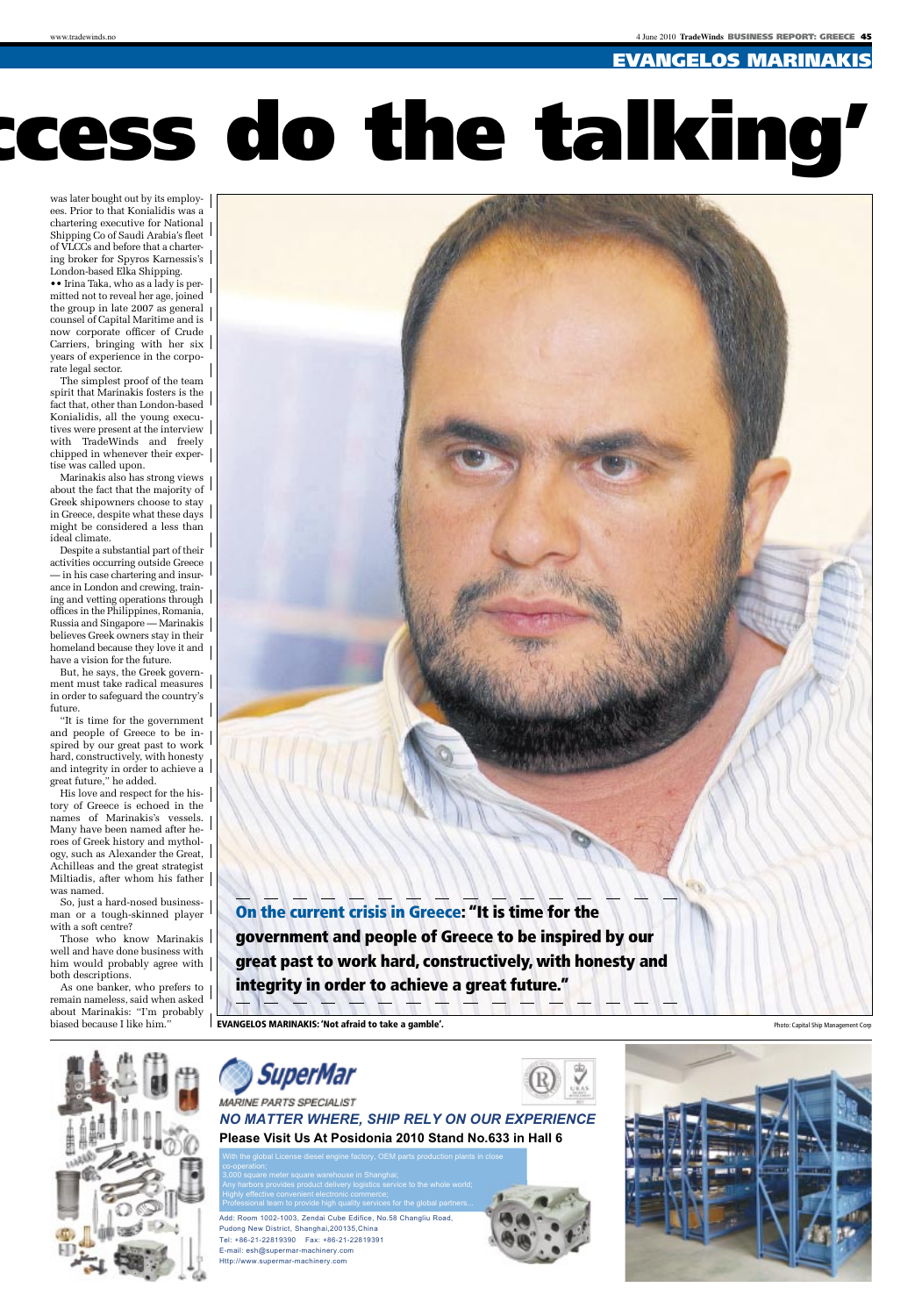# ccess do the talking'

was later bought out by its employees. Prior to that Konialidis was a chartering executive for National Shipping Co of Saudi Arabia's fleet of VLCCs and before that a chartering broker for Spyros Karnessis's London-based Elka Shipping.

•• Irina Taka, who as a lady is permitted not to reveal her age, joined the group in late 2007 as general counsel of Capital Maritime and is now corporate officer of Crude Carriers, bringing with her six years of experience in the corporate legal sector.

The simplest proof of the team spirit that Marinakis fosters is the fact that, other than London-based Konialidis, all the young executives were present at the interview with TradeWinds and freely chipped in whenever their expertise was called upon.

Marinakis also has strong views about the fact that the majority of Greek shipowners choose to stay in Greece, despite what these days might be considered a less than ideal climate.

Despite a substantial part of their activities occurring outside Greece — in his case chartering and insurance in London and crewing, training and vetting operations through offices in the Philippines, Romania, Russia and Singapore — Marinakis believes Greek owners stay in their homeland because they love it and have a vision for the future.

But, he says, the Greek government must take radical measures in order to safeguard the country's future.

"It is time for the government and people of Greece to be inspired by our great past to work hard, constructively, with honesty and integrity in order to achieve a great future," he added.

His love and respect for the history of Greece is echoed in the names of Marinakis's vessels. Many have been named after heroes of Greek history and mythology, such as Alexander the Great, Achilleas and the great strategist Miltiadis, after whom his father was named.

So, just a hard-nosed businessman or a tough-skinned player with a soft centre?

Those who know Marinakis well and have done business with him would probably agree with both descriptions.

As one banker, who prefers to remain nameless, said when asked about Marinakis: "I'm probably biased because I like him."

**On the current crisis in Greece: "It is time for the government and people of Greece to be inspired by our great past to work hard, constructively, with honesty and integrity in order to achieve a great future."**

**EVANGELOS MARINAKIS: 'Not afraid to take a gamble'.** Photo: Capital Ship Management Corp

**SuperMar**

*MARINE PARTS SPECIALIST*

***NO MATTER WHERE, SHIP RELY ON OUR EXPERIENCE***

**Please Visit Us At Posidonia 2010 Stand No.633 in Hall 6**

With the global License diesel engine factory, OEM parts production plants in close co-operation;
3,000 square meter square warehouse in Shanghai;
Any harbors provides product delivery logistics service to the whole world;
Highly effective convenient electronic commerce;
Professional team to provide high quality services for the global partners...

Add: Room 1002-1003, Zendai Cube Edifice, No.58 Changliu Road, Pudong New District, Shanghai,200135,China
Tel: +86-21-22819390 Fax: +86-21-22819391
E-mail: esh@supermar-machinery.com
Http://www.supermar-machinery.com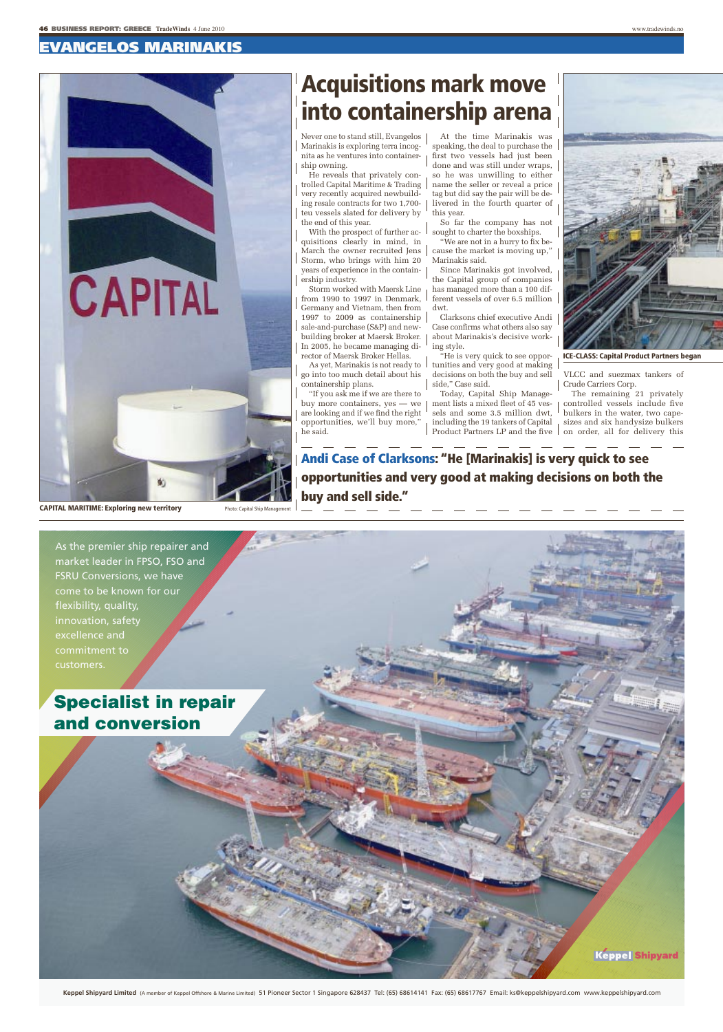## EVANGELOS MARINAKIS

CAPITAL MARITIME: Exploring new territory

Photo: Capital Ship Management

# Acquisitions mark move into containership arena

Never one to stand still, Evangelos Marinakis is exploring terra incognita as he ventures into containership owning.

He reveals that privately controlled Capital Maritime & Trading very recently acquired newbuilding resale contracts for two 1,700-teu vessels slated for delivery by the end of this year.

With the prospect of further acquisitions clearly in mind, in March the owner recruited Jens Storm, who brings with him 20 years of experience in the containership industry.

Storm worked with Maersk Line from 1990 to 1997 in Denmark, Germany and Vietnam, then from 1997 to 2009 as containership sale-and-purchase (S&P) and newbuilding broker at Maersk Broker. In 2005, he became managing director of Maersk Broker Hellas.

As yet, Marinakis is not ready to go into too much detail about his containership plans.

"If you ask me if we are there to buy more containers, yes — we are looking and if we find the right opportunities, we'll buy more," he said.

At the time Marinakis was speaking, the deal to purchase the first two vessels had just been done and was still under wraps, so he was unwilling to either name the seller or reveal a price tag but did say the pair will be delivered in the fourth quarter of this year.

So far the company has not sought to charter the boxships.

"We are not in a hurry to fix because the market is moving up," Marinakis said.

Since Marinakis got involved, the Capital group of companies has managed more than a 100 different vessels of over 6.5 million dwt.

Clarksons chief executive Andi Case confirms what others also say about Marinakis's decisive working style.

"He is very quick to see opportunities and very good at making decisions on both the buy and sell side," Case said.

Today, Capital Ship Management lists a mixed fleet of 45 vessels and some 3.5 million dwt, including the 19 tankers of Capital Product Partners LP and the five VLCC and suezmax tankers of Crude Carriers Corp.

The remaining 21 privately controlled vessels include five bulkers in the water, two capesizes and six handysize bulkers on order, all for delivery this

ICE-CLASS: Capital Product Partners began

**Andi Case of Clarksons: "He [Marinakis] is very quick to see opportunities and very good at making decisions on both the buy and sell side."**

As the premier ship repairer and market leader in FPSO, FSO and FSRU Conversions, we have come to be known for our flexibility, quality, innovation, safety excellence and commitment to customers.

**Specialist in repair and conversion**

Keppel Shipyard

**Keppel Shipyard Limited** (A member of Keppel Offshore & Marine Limited) 51 Pioneer Sector 1 Singapore 628437 Tel: (65) 68614141 Fax: (65) 68617767 Email: ks@keppelshipyard.com www.keppelshipyard.com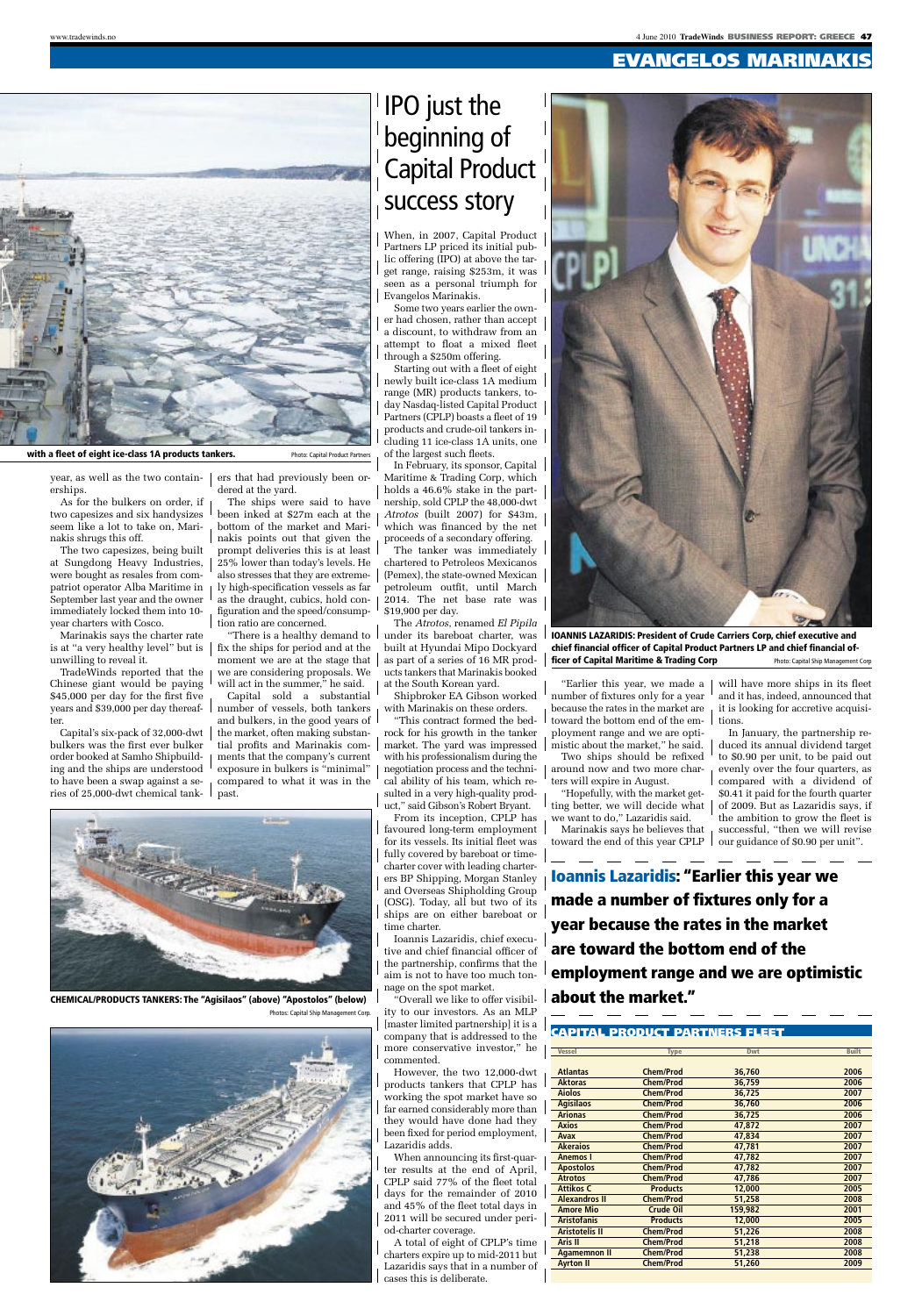with a fleet of eight ice-class 1A products tankers.

Photo: Capital Product Partners

year, as well as the two containerships.

As for the bulkers on order, if two capesizes and six handysizes seem like a lot to take on, Marinakis shrugs this off.

The two capesizes, being built at Sungdong Heavy Industries, were bought as resales from compatriot operator Alba Maritime in September last year and the owner immediately locked them into 10-year charters with Cosco.

Marinakis says the charter rate is at "a very healthy level" but is unwilling to reveal it.

TradeWinds reported that the Chinese giant would be paying $45,000 per day for the first five years and $39,000 per day thereafter.

Capital's six-pack of 32,000-dwt bulkers was the first ever bulker order booked at Samho Shipbuilding and the ships are understood to have been a swap against a series of 25,000-dwt chemical tankers that had previously been ordered at the yard.

The ships were said to have been inked at $27m each at the bottom of the market and Marinakis points out that given the prompt deliveries this is at least 25% lower than today's levels. He also stresses that they are extremely high-specification vessels as far as the draught, cubics, hold configuration and the speed/consumption ratio are concerned.

"There is a healthy demand to fix the ships for period and at the moment we are at the stage that we are considering proposals. We will act in the summer," he said.

Capital sold a substantial number of vessels, both tankers and bulkers, in the good years of the market, often making substantial profits and Marinakis comments that the company's current exposure in bulkers is "minimal" compared to what it was in the past.

# IPO just the beginning of Capital Product success story

When, in 2007, Capital Product Partners LP priced its initial public offering (IPO) at above the target range, raising $253m, it was seen as a personal triumph for Evangelos Marinakis.

Some two years earlier the owner had chosen, rather than accept a discount, to withdraw from an attempt to float a mixed fleet through a $250m offering.

Starting out with a fleet of eight newly built ice-class 1A medium range (MR) products tankers, today Nasdaq-listed Capital Product Partners (CPLP) boasts a fleet of 19 products and crude-oil tankers including 11 ice-class 1A units, one of the largest such fleets.

In February, its sponsor, Capital Maritime & Trading Corp, which holds a 46.6% stake in the partnership, sold CPLP the 48,000-dwt *Atrotos* (built 2007) for $43m, which was financed by the net proceeds of a secondary offering.

The tanker was immediately chartered to Petroleos Mexicanos (Pemex), the state-owned Mexican petroleum outfit, until March 2014. The net base rate was $19,900 per day.

The *Atrotos*, renamed *El Pipila* under its bareboat charter, was built at Hyundai Mipo Dockyard as part of a series of 16 MR products tankers that Marinakis booked at the South Korean yard.

Shipbroker EA Gibson worked with Marinakis on these orders.

"This contract formed the bedrock for his growth in the tanker market. The yard was impressed with his professionalism during the negotiation process and the technical ability of his team, which resulted in a very high-quality product," said Gibson's Robert Bryant.

From its inception, CPLP has favoured long-term employment for its vessels. Its initial fleet was fully covered by bareboat or time-charter cover with leading charterers BP Shipping, Morgan Stanley and Overseas Shipholding Group (OSG). Today, all but two of its ships are on either bareboat or time charter.

Ioannis Lazaridis, chief executive and chief financial officer of the partnership, confirms that the aim is not to have too much tonnage on the spot market.

"Overall we like to offer visibility to our investors. As an MLP [master limited partnership] it is a company that is addressed to the more conservative investor," he commented.

However, the two 12,000-dwt products tankers that CPLP has working the spot market have so far earned considerably more than they would have done had they been fixed for period employment, Lazaridis adds.

When announcing its first-quarter results at the end of April, CPLP said 77% of the fleet total days for the remainder of 2010 and 45% of the fleet total days in 2011 will be secured under period-charter coverage.

A total of eight of CPLP's time charters expire up to mid-2011 but Lazaridis says that in a number of cases this is deliberate.

"Earlier this year, we made a number of fixtures only for a year because the rates in the market are toward the bottom end of the employment range and we are optimistic about the market," he said.

Two ships should be refixed around now and two more charters will expire in August.

"Hopefully, with the market getting better, we will decide what we want to do," Lazaridis said.

Marinakis says he believes that toward the end of this year CPLP will have more ships in its fleet and it has, indeed, announced that it is looking for accretive acquisitions.

In January, the partnership reduced its annual dividend target to $0.90 per unit, to be paid out evenly over the four quarters, as compared with a dividend of $0.41 it paid for the fourth quarter of 2009. But as Lazaridis says, if the ambition to grow the fleet is successful, "then we will revise our guidance of $0.90 per unit".

**IOANNIS LAZARIDIS: President of Crude Carriers Corp, chief executive and chief financial officer of Capital Product Partners LP and chief financial officer of Capital Maritime & Trading Corp**

Photo: Capital Ship Management Corp

**CHEMICAL/PRODUCTS TANKERS: The "Agisilaos" (above) "Apostolos" (below)**

Photos: Capital Ship Management Corp.

**Ioannis Lazaridis: "Earlier this year we made a number of fixtures only for a year because the rates in the market are toward the bottom end of the employment range and we are optimistic about the market."**

**CAPITAL PRODUCT PARTNERS FLEET**

| Vessel | Type | Dwt | Built |
|---|---|---|---|
| Atlantas | Chem/Prod | 36,760 | 2006 |
| Aktoras | Chem/Prod | 36,759 | 2006 |
| Aiolos | Chem/Prod | 36,725 | 2007 |
| Agisilaos | Chem/Prod | 36,760 | 2006 |
| Arionas | Chem/Prod | 36,725 | 2006 |
| Axios | Chem/Prod | 47,872 | 2007 |
| Avax | Chem/Prod | 47,834 | 2007 |
| Akeraios | Chem/Prod | 47,781 | 2007 |
| Anemos I | Chem/Prod | 47,782 | 2007 |
| Apostolos | Chem/Prod | 47,782 | 2007 |
| Atrotos | Chem/Prod | 47,786 | 2007 |
| Attikos C | Products | 12,000 | 2005 |
| Alexandros II | Chem/Prod | 51,258 | 2008 |
| Amore Mio | Crude Oil | 159,982 | 2001 |
| Aristofanis | Products | 12,000 | 2005 |
| Aristotelis II | Chem/Prod | 51,226 | 2008 |
| Aris II | Chem/Prod | 51,218 | 2008 |
| Agamemnon II | Chem/Prod | 51,238 | 2008 |
| Ayrton II | Chem/Prod | 51,260 | 2009 |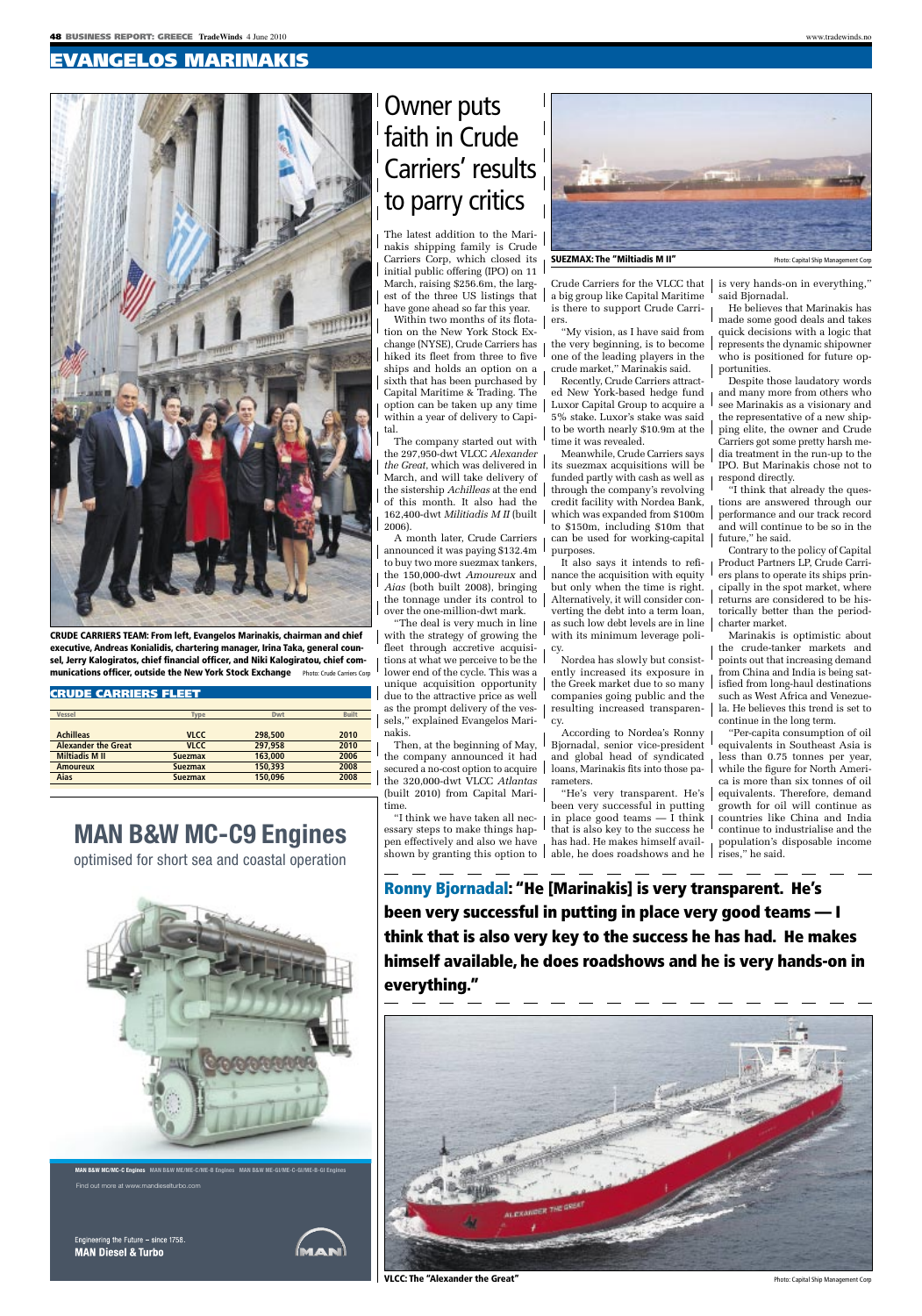## EVANGELOS MARINAKIS

# Owner puts faith in Crude Carriers' results to parry critics

The latest addition to the Marinakis shipping family is Crude Carriers Corp, which closed its initial public offering (IPO) on 11 March, raising $256.6m, the largest of the three US listings that have gone ahead so far this year.

Within two months of its flotation on the New York Stock Exchange (NYSE), Crude Carriers has hiked its fleet from three to five ships and holds an option on a sixth that has been purchased by Capital Maritime & Trading. The option can be taken up any time within a year of delivery to Capital.

The company started out with the 297,950-dwt VLCC *Alexander the Great*, which was delivered in March, and will take delivery of the sistership *Achilleas* at the end of this month. It also had the 162,400-dwt *Militiadis M II* (built 2006).

A month later, Crude Carriers announced it was paying $132.4m to buy two more suezmax tankers, the 150,000-dwt *Amoureux* and *Aias* (both built 2008), bringing the tonnage under its control to over the one-million-dwt mark.

"The deal is very much in line with the strategy of growing the fleet through accretive acquisitions at what we perceive to be the lower end of the cycle. This was a unique acquisition opportunity due to the attractive price as well as the prompt delivery of the vessels," explained Evangelos Marinakis.

Then, at the beginning of May, the company announced it had secured a no-cost option to acquire the 320,000-dwt VLCC *Atlantas* (built 2010) from Capital Maritime.

"I think we have taken all necessary steps to make things happen effectively and also we have shown by granting this option to Crude Carriers for the VLCC that a big group like Capital Maritime is there to support Crude Carriers.

"My vision, as I have said from the very beginning, is to become one of the leading players in the crude market," Marinakis said.

Recently, Crude Carriers attracted New York-based hedge fund Luxor Capital Group to acquire a 5% stake. Luxor's stake was said to be worth nearly $10.9m at the time it was revealed.

Meanwhile, Crude Carriers says its suezmax acquisitions will be funded partly with cash as well as through the company's revolving credit facility with Nordea Bank, which was expanded from $100m to $150m, including $10m that can be used for working-capital purposes.

It also says it intends to refinance the acquisition with equity but only when the time is right. Alternatively, it will consider converting the debt into a term loan, as such low debt levels are in line with its minimum leverage policy.

Nordea has slowly but consistently increased its exposure in the Greek market due to so many companies going public and the resulting increased transparency.

According to Nordea's Ronny Bjornadal, senior vice-president and global head of syndicated loans, Marinakis fits into those parameters.

"He's very transparent. He's been very successful in putting in place good teams — I think that is also key to the success he has had. He makes himself available, he does roadshows and he is very hands-on in everything," said Bjornadal.

He believes that Marinakis has made some good deals and takes quick decisions with a logic that represents the dynamic shipowner who is positioned for future opportunities.

Despite those laudatory words and many more from others who see Marinakis as a visionary and the representative of a new shipping elite, the owner and Crude Carriers got some pretty harsh media treatment in the run-up to the IPO. But Marinakis chose not to respond directly.

"I think that already the questions are answered through our performance and our track record and will continue to be so in the future," he said.

Contrary to the policy of Capital Product Partners LP, Crude Carriers plans to operate its ships principally in the spot market, where returns are considered to be historically better than the period-charter market.

Marinakis is optimistic about the crude-tanker markets and points out that increasing demand from China and India is being satisfied from long-haul destinations such as West Africa and Venezuela. He believes this trend is set to continue in the long term.

"Per-capita consumption of oil equivalents in Southeast Asia is less than 0.75 tonnes per year, while the figure for North America is more than six tonnes of oil equivalents. Therefore, demand growth for oil will continue as countries like China and India continue to industrialise and the population's disposable income rises," he said.

**Ronny Bjornadal: "He [Marinakis] is very transparent. He's been very successful in putting in place very good teams — I think that is also very key to the success he has had. He makes himself available, he does roadshows and he is very hands-on in everything."**

**CRUDE CARRIERS TEAM: From left, Evangelos Marinakis, chairman and chief executive, Andreas Konialidis, chartering manager, Irina Taka, general counsel, Jerry Kalogiratos, chief financial officer, and Niki Kalogiratou, chief communications officer, outside the New York Stock Exchange** Photo: Crude Carriers Corp

**SUEZMAX: The "Miltiadis M II"** Photo: Capital Ship Management Corp

**VLCC: The "Alexander the Great"** Photo: Capital Ship Management Corp

### CRUDE CARRIERS FLEET

| Vessel | Type | Dwt | Built |
|---|---|---|---|
| Achilleas | VLCC | 298,500 | 2010 |
| Alexander the Great | VLCC | 297,958 | 2010 |
| Miltiadis M II | Suezmax | 163,000 | 2006 |
| Amoureux | Suezmax | 150,393 | 2008 |
| Aias | Suezmax | 150,096 | 2008 |

## MAN B&W MC-C9 Engines

optimised for short sea and coastal operation

MAN B&W MC/MC-C Engines MAN B&W ME/ME-C/ME-B Engines MAN B&W ME-GI/ME-C-GI/ME-B-GI Engines

Find out more at www.mandieselturbo.com

Engineering the Future – since 1758.
**MAN Diesel & Turbo**